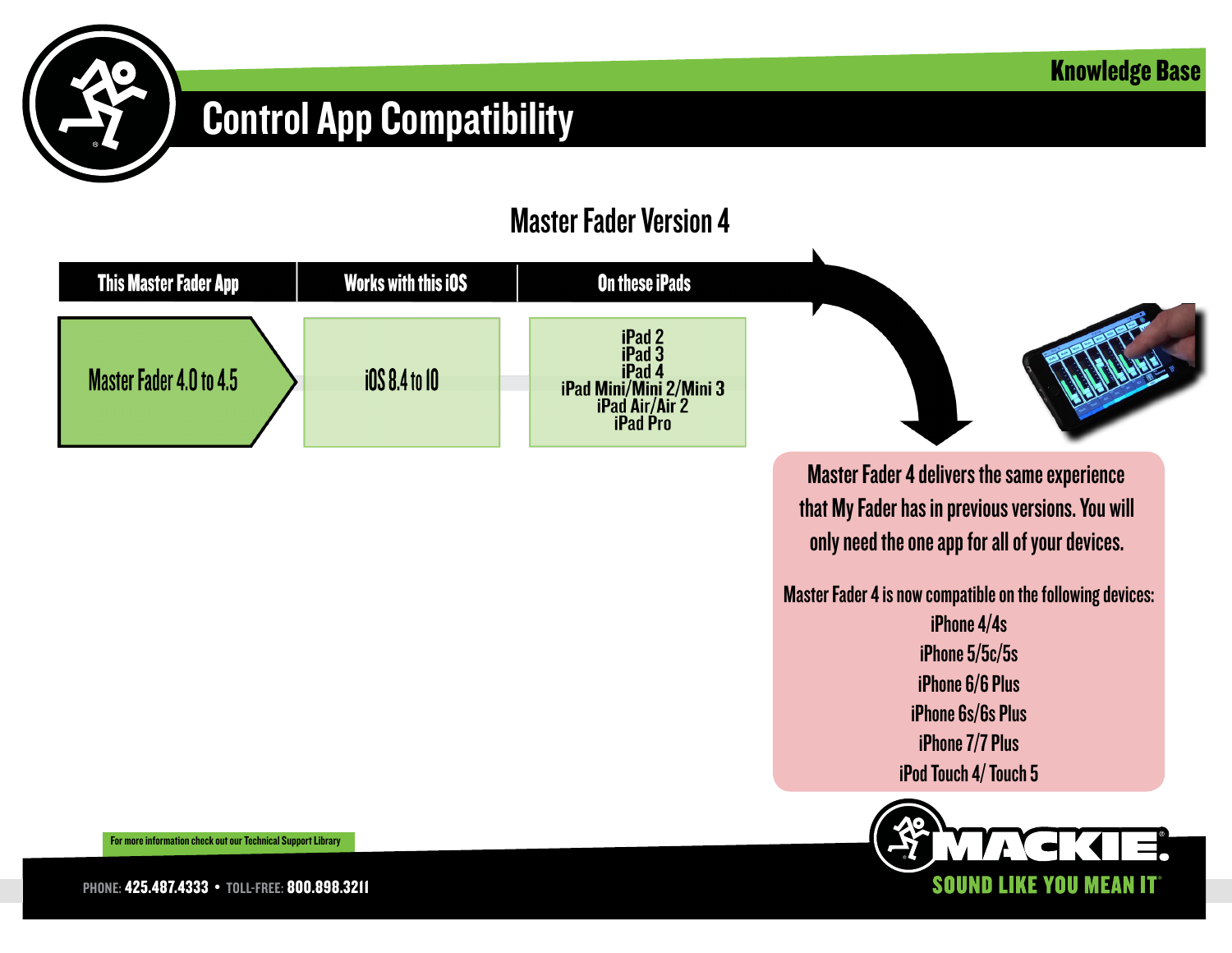Knowledge Base

# Control App Compatibility

## Master Fader Version 4

| This Master Fader App | Works with this iOS | On these iPads |
|---|---|---|
| Master Fader 4.0 to 4.5 | iOS 8.4 to 10 | iPad 2<br>iPad 3<br>iPad 4<br>iPad Mini/Mini 2/Mini 3<br>iPad Air/Air 2<br>iPad Pro |

Master Fader 4 delivers the same experience that My Fader has in previous versions. You will only need the one app for all of your devices.

Master Fader 4 is now compatible on the following devices:

- iPhone 4/4s
- iPhone 5/5c/5s
- iPhone 6/6 Plus
- iPhone 6s/6s Plus
- iPhone 7/7 Plus
- iPod Touch 4/ Touch 5

For more information check out our Technical Support Library

PHONE: 425.487.4333 • TOLL-FREE: 800.898.3211

MACKIE. SOUND LIKE YOU MEAN IT®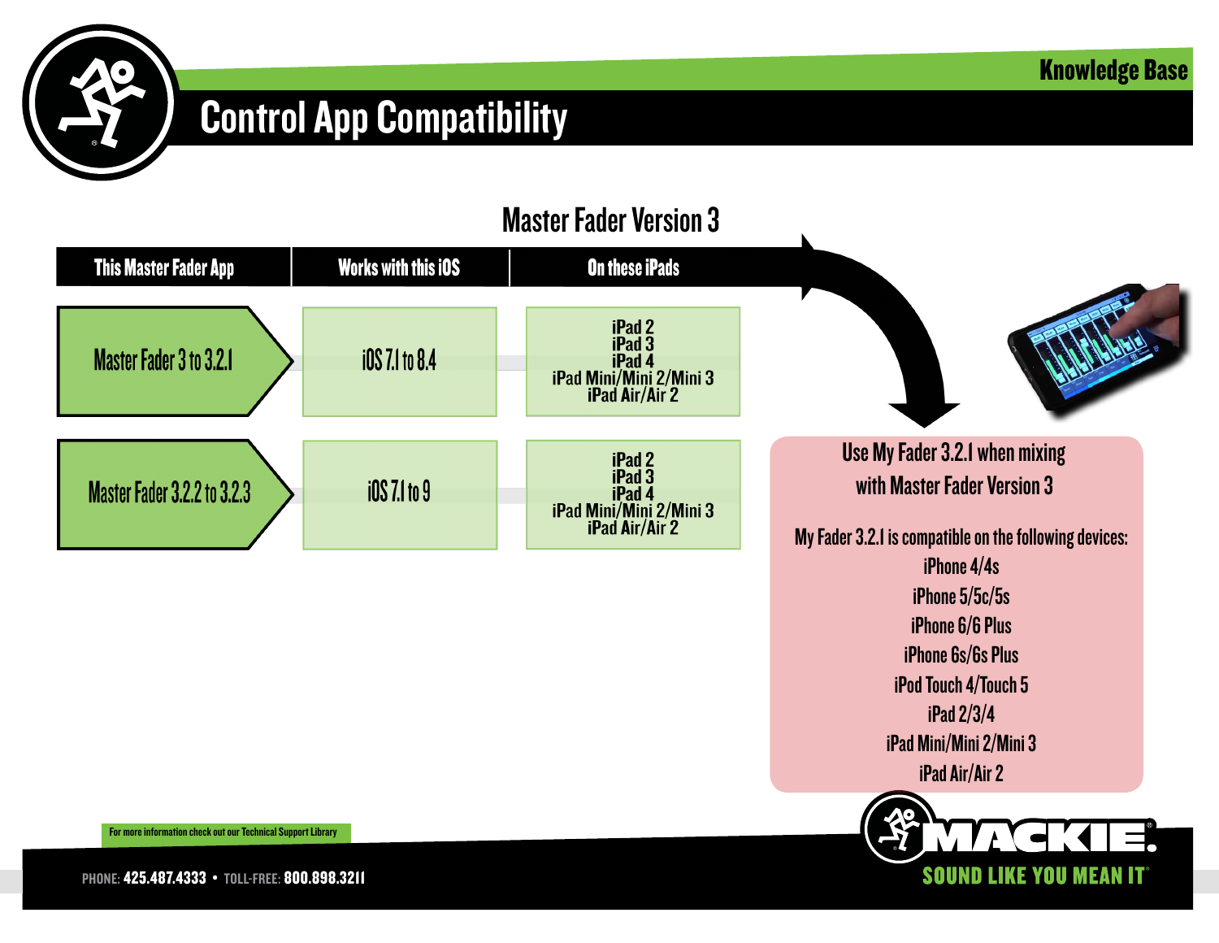Knowledge Base

# Control App Compatibility

## Master Fader Version 3

| This Master Fader App | Works with this iOS | On these iPads |
| --- | --- | --- |
| Master Fader 3 to 3.2.1 | iOS 7.1 to 8.4 | iPad 2<br>iPad 3<br>iPad 4<br>iPad Mini/Mini 2/Mini 3<br>iPad Air/Air 2 |
| Master Fader 3.2.2 to 3.2.3 | iOS 7.1 to 9 | iPad 2<br>iPad 3<br>iPad 4<br>iPad Mini/Mini 2/Mini 3<br>iPad Air/Air 2 |

Use My Fader 3.2.1 when mixing with Master Fader Version 3

My Fader 3.2.1 is compatible on the following devices:

- iPhone 4/4s
- iPhone 5/5c/5s
- iPhone 6/6 Plus
- iPhone 6s/6s Plus
- iPod Touch 4/Touch 5
- iPad 2/3/4
- iPad Mini/Mini 2/Mini 3
- iPad Air/Air 2

For more information check out our Technical Support Library

PHONE: 425.487.4333 • TOLL-FREE: 800.898.3211

MACKIE. SOUND LIKE YOU MEAN IT®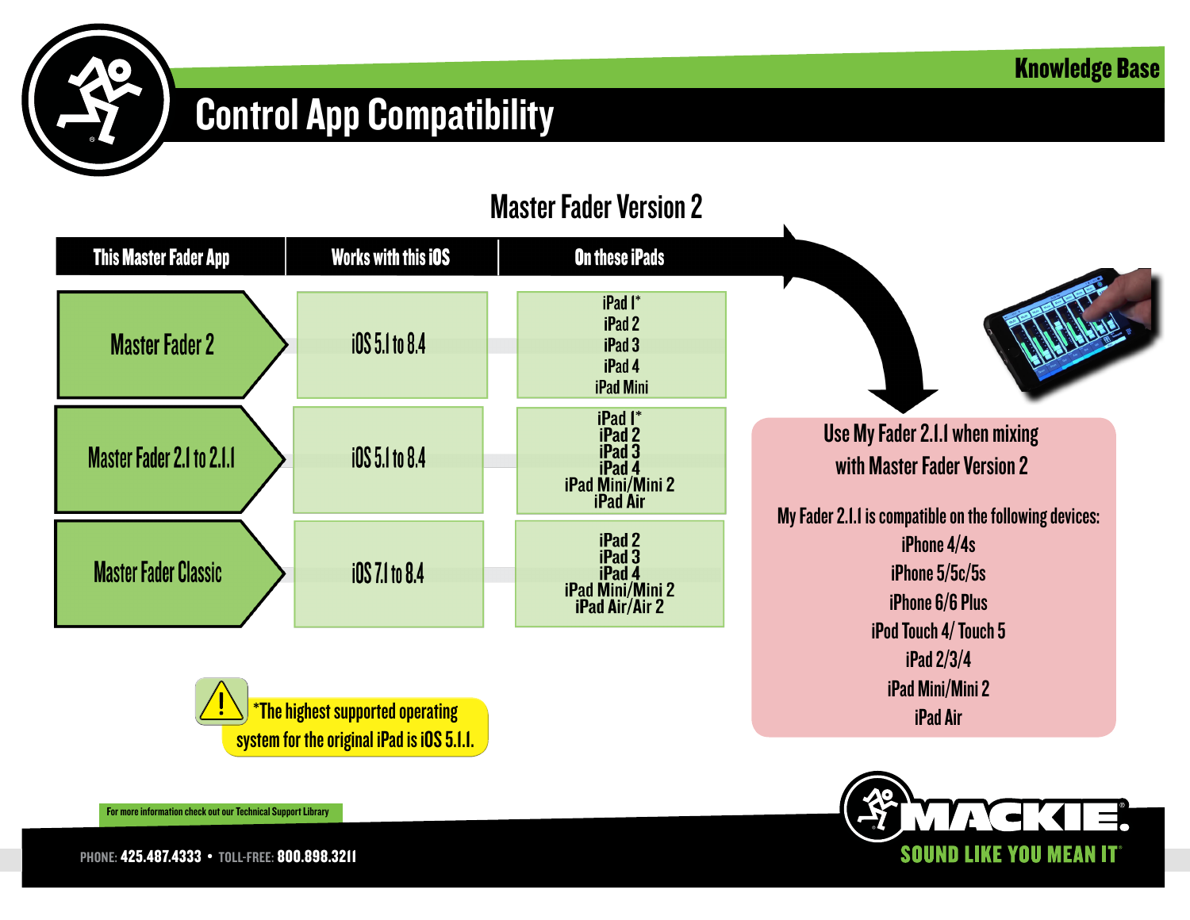# Control App Compatibility

Knowledge Base

## Master Fader Version 2

| This Master Fader App | Works with this iOS | On these iPads |
| --- | --- | --- |
| Master Fader 2 | iOS 5.1 to 8.4 | iPad 1*<br>iPad 2<br>iPad 3<br>iPad 4<br>iPad Mini |
| Master Fader 2.1 to 2.1.1 | iOS 5.1 to 8.4 | iPad 1*<br>iPad 2<br>iPad 3<br>iPad 4<br>iPad Mini/Mini 2<br>iPad Air |
| Master Fader Classic | iOS 7.1 to 8.4 | iPad 2<br>iPad 3<br>iPad 4<br>iPad Mini/Mini 2<br>iPad Air/Air 2 |

*The highest supported operating system for the original iPad is iOS 5.1.1.

**Use My Fader 2.1.1 when mixing with Master Fader Version 2**

My Fader 2.1.1 is compatible on the following devices:

- iPhone 4/4s
- iPhone 5/5c/5s
- iPhone 6/6 Plus
- iPod Touch 4/ Touch 5
- iPad 2/3/4
- iPad Mini/Mini 2
- iPad Air

For more information check out our Technical Support Library

PHONE: 425.487.4333 • TOLL-FREE: 800.898.3211

MACKIE. SOUND LIKE YOU MEAN IT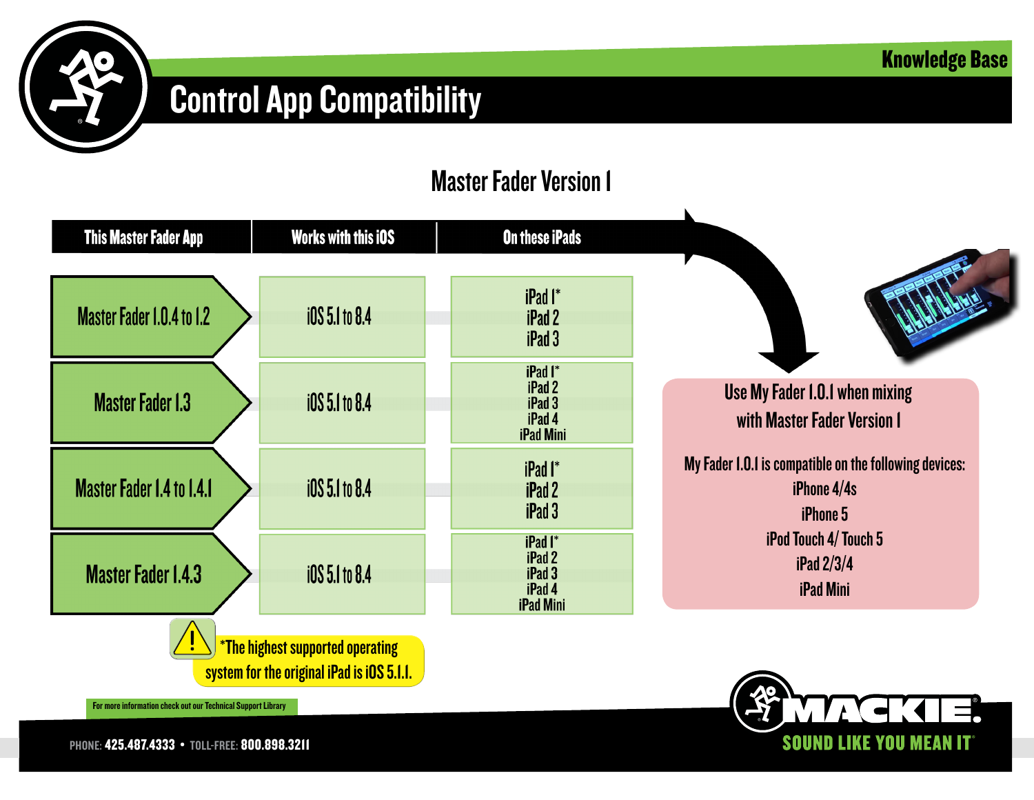Knowledge Base

# Control App Compatibility

## Master Fader Version 1

| This Master Fader App | Works with this iOS | On these iPads |
|---|---|---|
| Master Fader 1.0.4 to 1.2 | iOS 5.1 to 8.4 | iPad 1* iPad 2 iPad 3 |
| Master Fader 1.3 | iOS 5.1 to 8.4 | iPad 1* iPad 2 iPad 3 iPad 4 iPad Mini |
| Master Fader 1.4 to 1.4.1 | iOS 5.1 to 8.4 | iPad 1* iPad 2 iPad 3 |
| Master Fader 1.4.3 | iOS 5.1 to 8.4 | iPad 1* iPad 2 iPad 3 iPad 4 iPad Mini |

*The highest supported operating system for the original iPad is iOS 5.1.1.

Use My Fader 1.0.1 when mixing with Master Fader Version 1

My Fader 1.0.1 is compatible on the following devices:

iPhone 4/4s

iPhone 5

iPod Touch 4/ Touch 5

iPad 2/3/4

iPad Mini

For more information check out our Technical Support Library

PHONE: 425.487.4333 • TOLL-FREE: 800.898.3211

MACKIE. SOUND LIKE YOU MEAN IT®